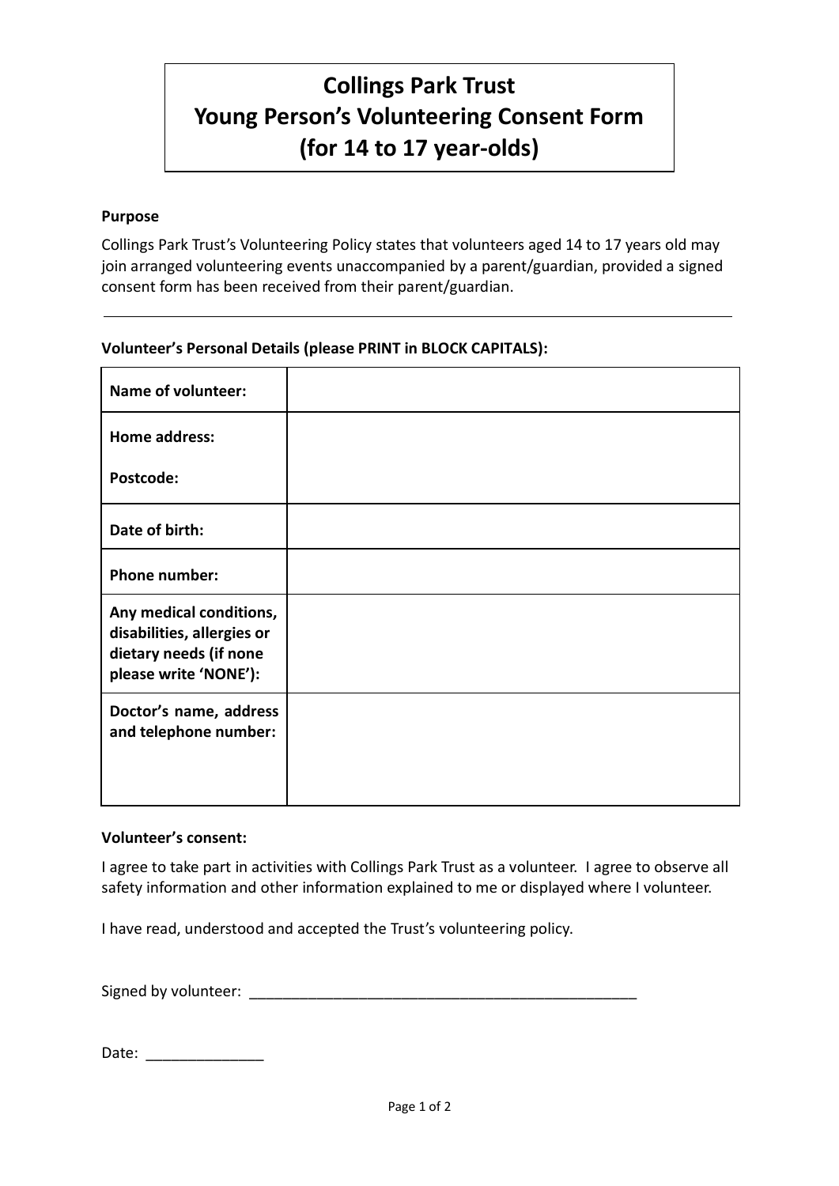# Collings Park Trust
# Young Person's Volunteering Consent Form
# (for 14 to 17 year-olds)

**Purpose**

Collings Park Trust's Volunteering Policy states that volunteers aged 14 to 17 years old may join arranged volunteering events unaccompanied by a parent/guardian, provided a signed consent form has been received from their parent/guardian.

---

**Volunteer's Personal Details (please PRINT in BLOCK CAPITALS):**

| | |
|---|---|
| **Name of volunteer:** | |
| **Home address:**<br><br>**Postcode:** | |
| **Date of birth:** | |
| **Phone number:** | |
| **Any medical conditions, disabilities, allergies or dietary needs (if none please write 'NONE'):** | |
| **Doctor's name, address and telephone number:** | |

**Volunteer's consent:**

I agree to take part in activities with Collings Park Trust as a volunteer. I agree to observe all safety information and other information explained to me or displayed where I volunteer.

I have read, understood and accepted the Trust's volunteering policy.

Signed by volunteer: ________________________________________________

Date: ______________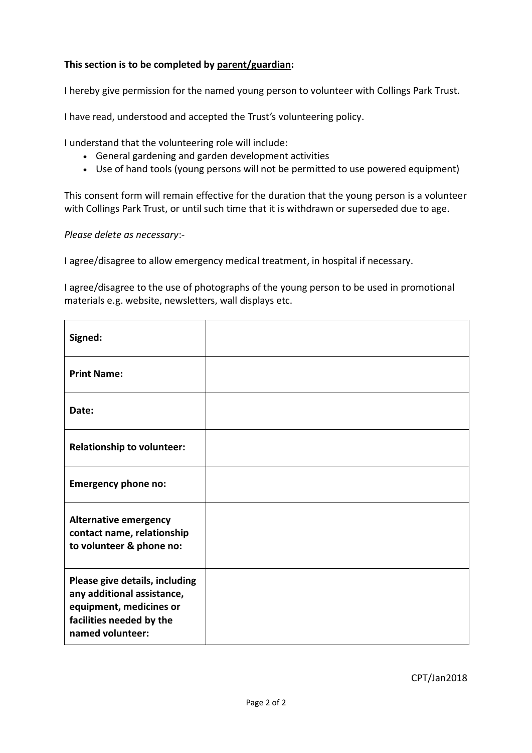**This section is to be completed by parent/guardian:**

I hereby give permission for the named young person to volunteer with Collings Park Trust.

I have read, understood and accepted the Trust's volunteering policy.

I understand that the volunteering role will include:

- General gardening and garden development activities
- Use of hand tools (young persons will not be permitted to use powered equipment)

This consent form will remain effective for the duration that the young person is a volunteer with Collings Park Trust, or until such time that it is withdrawn or superseded due to age.

*Please delete as necessary*:-

I agree/disagree to allow emergency medical treatment, in hospital if necessary.

I agree/disagree to the use of photographs of the young person to be used in promotional materials e.g. website, newsletters, wall displays etc.

| | |
|---|---|
| **Signed:** | |
| **Print Name:** | |
| **Date:** | |
| **Relationship to volunteer:** | |
| **Emergency phone no:** | |
| **Alternative emergency contact name, relationship to volunteer & phone no:** | |
| **Please give details, including any additional assistance, equipment, medicines or facilities needed by the named volunteer:** | |

CPT/Jan2018